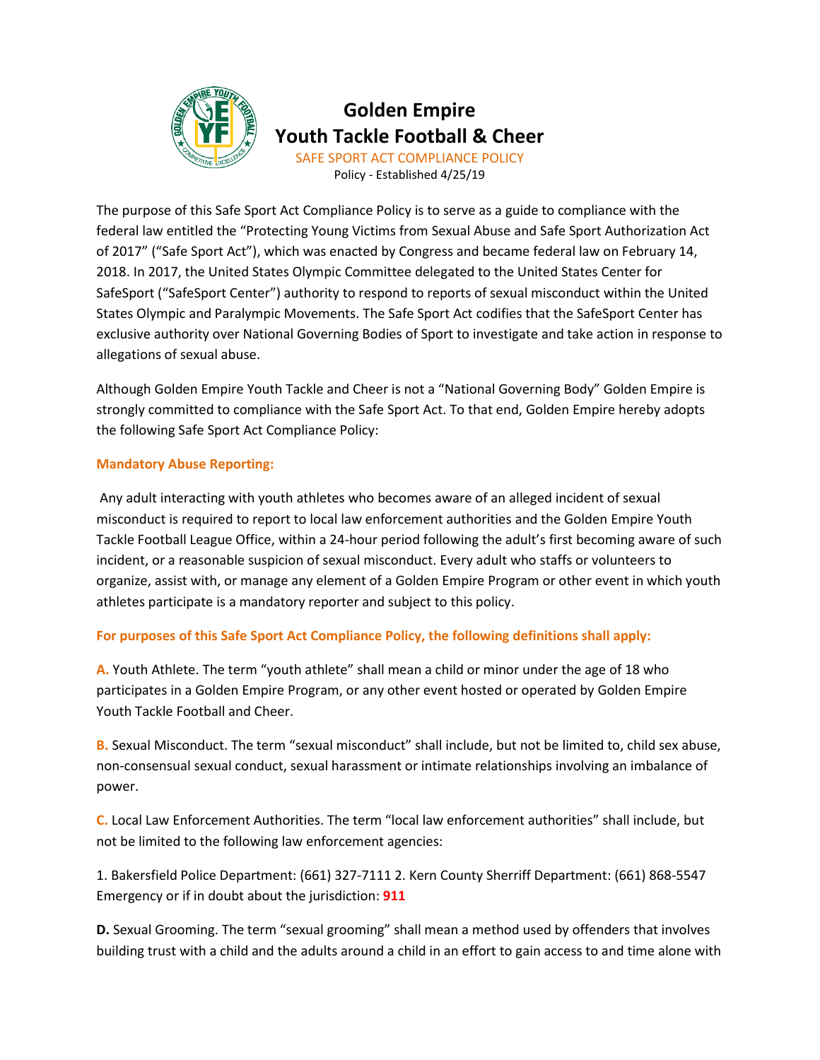# Golden Empire
# Youth Tackle Football & Cheer

SAFE SPORT ACT COMPLIANCE POLICY

Policy - Established 4/25/19

The purpose of this Safe Sport Act Compliance Policy is to serve as a guide to compliance with the federal law entitled the "Protecting Young Victims from Sexual Abuse and Safe Sport Authorization Act of 2017" ("Safe Sport Act"), which was enacted by Congress and became federal law on February 14, 2018. In 2017, the United States Olympic Committee delegated to the United States Center for SafeSport ("SafeSport Center") authority to respond to reports of sexual misconduct within the United States Olympic and Paralympic Movements. The Safe Sport Act codifies that the SafeSport Center has exclusive authority over National Governing Bodies of Sport to investigate and take action in response to allegations of sexual abuse.

Although Golden Empire Youth Tackle and Cheer is not a "National Governing Body" Golden Empire is strongly committed to compliance with the Safe Sport Act. To that end, Golden Empire hereby adopts the following Safe Sport Act Compliance Policy:

### Mandatory Abuse Reporting:

Any adult interacting with youth athletes who becomes aware of an alleged incident of sexual misconduct is required to report to local law enforcement authorities and the Golden Empire Youth Tackle Football League Office, within a 24-hour period following the adult's first becoming aware of such incident, or a reasonable suspicion of sexual misconduct. Every adult who staffs or volunteers to organize, assist with, or manage any element of a Golden Empire Program or other event in which youth athletes participate is a mandatory reporter and subject to this policy.

### For purposes of this Safe Sport Act Compliance Policy, the following definitions shall apply:

**A.** Youth Athlete. The term "youth athlete" shall mean a child or minor under the age of 18 who participates in a Golden Empire Program, or any other event hosted or operated by Golden Empire Youth Tackle Football and Cheer.

**B.** Sexual Misconduct. The term "sexual misconduct" shall include, but not be limited to, child sex abuse, non-consensual sexual conduct, sexual harassment or intimate relationships involving an imbalance of power.

**C.** Local Law Enforcement Authorities. The term "local law enforcement authorities" shall include, but not be limited to the following law enforcement agencies:

1. Bakersfield Police Department: (661) 327-7111 2. Kern County Sherriff Department: (661) 868-5547 Emergency or if in doubt about the jurisdiction: **911**

**D.** Sexual Grooming. The term "sexual grooming" shall mean a method used by offenders that involves building trust with a child and the adults around a child in an effort to gain access to and time alone with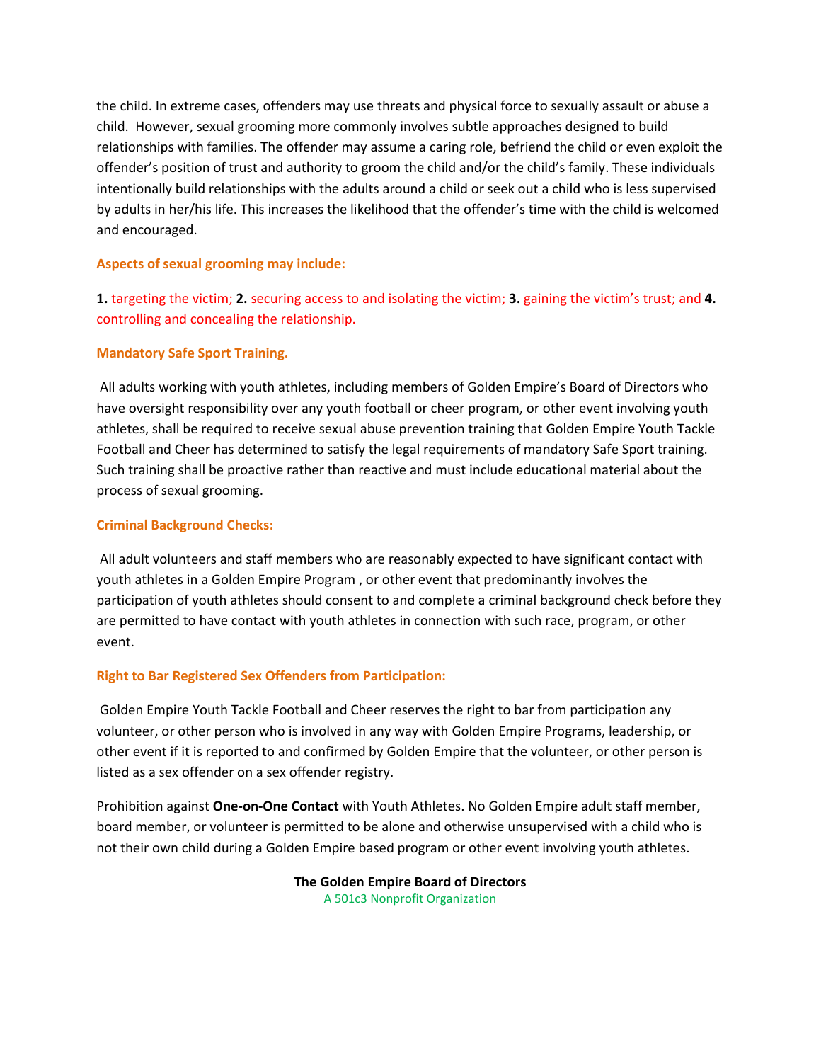the child. In extreme cases, offenders may use threats and physical force to sexually assault or abuse a child. However, sexual grooming more commonly involves subtle approaches designed to build relationships with families. The offender may assume a caring role, befriend the child or even exploit the offender's position of trust and authority to groom the child and/or the child's family. These individuals intentionally build relationships with the adults around a child or seek out a child who is less supervised by adults in her/his life. This increases the likelihood that the offender's time with the child is welcomed and encouraged.

**Aspects of sexual grooming may include:**

**1.** targeting the victim; **2.** securing access to and isolating the victim; **3.** gaining the victim's trust; and **4.** controlling and concealing the relationship.

**Mandatory Safe Sport Training.**

All adults working with youth athletes, including members of Golden Empire's Board of Directors who have oversight responsibility over any youth football or cheer program, or other event involving youth athletes, shall be required to receive sexual abuse prevention training that Golden Empire Youth Tackle Football and Cheer has determined to satisfy the legal requirements of mandatory Safe Sport training. Such training shall be proactive rather than reactive and must include educational material about the process of sexual grooming.

**Criminal Background Checks:**

All adult volunteers and staff members who are reasonably expected to have significant contact with youth athletes in a Golden Empire Program , or other event that predominantly involves the participation of youth athletes should consent to and complete a criminal background check before they are permitted to have contact with youth athletes in connection with such race, program, or other event.

**Right to Bar Registered Sex Offenders from Participation:**

Golden Empire Youth Tackle Football and Cheer reserves the right to bar from participation any volunteer, or other person who is involved in any way with Golden Empire Programs, leadership, or other event if it is reported to and confirmed by Golden Empire that the volunteer, or other person is listed as a sex offender on a sex offender registry.

Prohibition against **One-on-One Contact** with Youth Athletes. No Golden Empire adult staff member, board member, or volunteer is permitted to be alone and otherwise unsupervised with a child who is not their own child during a Golden Empire based program or other event involving youth athletes.

**The Golden Empire Board of Directors**
A 501c3 Nonprofit Organization